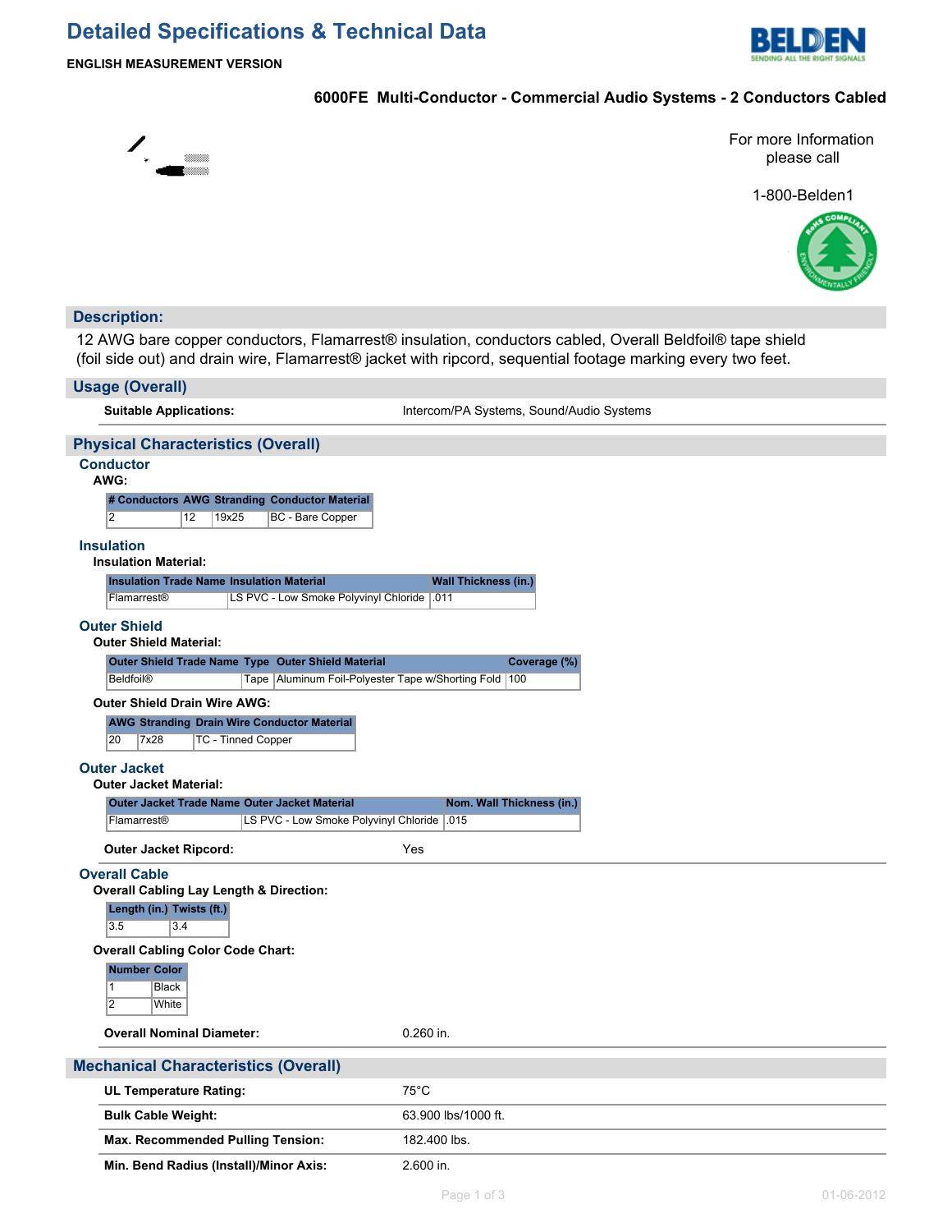# Detailed Specifications & Technical Data

**ENGLISH MEASUREMENT VERSION**

### 6000FE Multi-Conductor - Commercial Audio Systems - 2 Conductors Cabled

For more Information please call

1-800-Belden1

## Description:

12 AWG bare copper conductors, Flamarrest® insulation, conductors cabled, Overall Beldfoil® tape shield (foil side out) and drain wire, Flamarrest® jacket with ripcord, sequential footage marking every two feet.

## Usage (Overall)

**Suitable Applications:** Intercom/PA Systems, Sound/Audio Systems

## Physical Characteristics (Overall)

### Conductor

**AWG:**

| # Conductors | AWG | Stranding | Conductor Material |
|---|---|---|---|
| 2 | 12 | 19x25 | BC - Bare Copper |

### Insulation

**Insulation Material:**

| Insulation Trade Name | Insulation Material | Wall Thickness (in.) |
|---|---|---|
| Flamarrest® | LS PVC - Low Smoke Polyvinyl Chloride | .011 |

### Outer Shield

**Outer Shield Material:**

| Outer Shield Trade Name | Type | Outer Shield Material | Coverage (%) |
|---|---|---|---|
| Beldfoil® | Tape | Aluminum Foil-Polyester Tape w/Shorting Fold | 100 |

**Outer Shield Drain Wire AWG:**

| AWG | Stranding | Drain Wire Conductor Material |
|---|---|---|
| 20 | 7x28 | TC - Tinned Copper |

### Outer Jacket

**Outer Jacket Material:**

| Outer Jacket Trade Name | Outer Jacket Material | Nom. Wall Thickness (in.) |
|---|---|---|
| Flamarrest® | LS PVC - Low Smoke Polyvinyl Chloride | .015 |

**Outer Jacket Ripcord:** Yes

### Overall Cable

**Overall Cabling Lay Length & Direction:**

| Length (in.) | Twists (ft.) |
|---|---|
| 3.5 | 3.4 |

**Overall Cabling Color Code Chart:**

| Number | Color |
|---|---|
| 1 | Black |
| 2 | White |

**Overall Nominal Diameter:** 0.260 in.

## Mechanical Characteristics (Overall)

| | |
|---|---|
| **UL Temperature Rating:** | 75°C |
| **Bulk Cable Weight:** | 63.900 lbs/1000 ft. |
| **Max. Recommended Pulling Tension:** | 182.400 lbs. |
| **Min. Bend Radius (Install)/Minor Axis:** | 2.600 in. |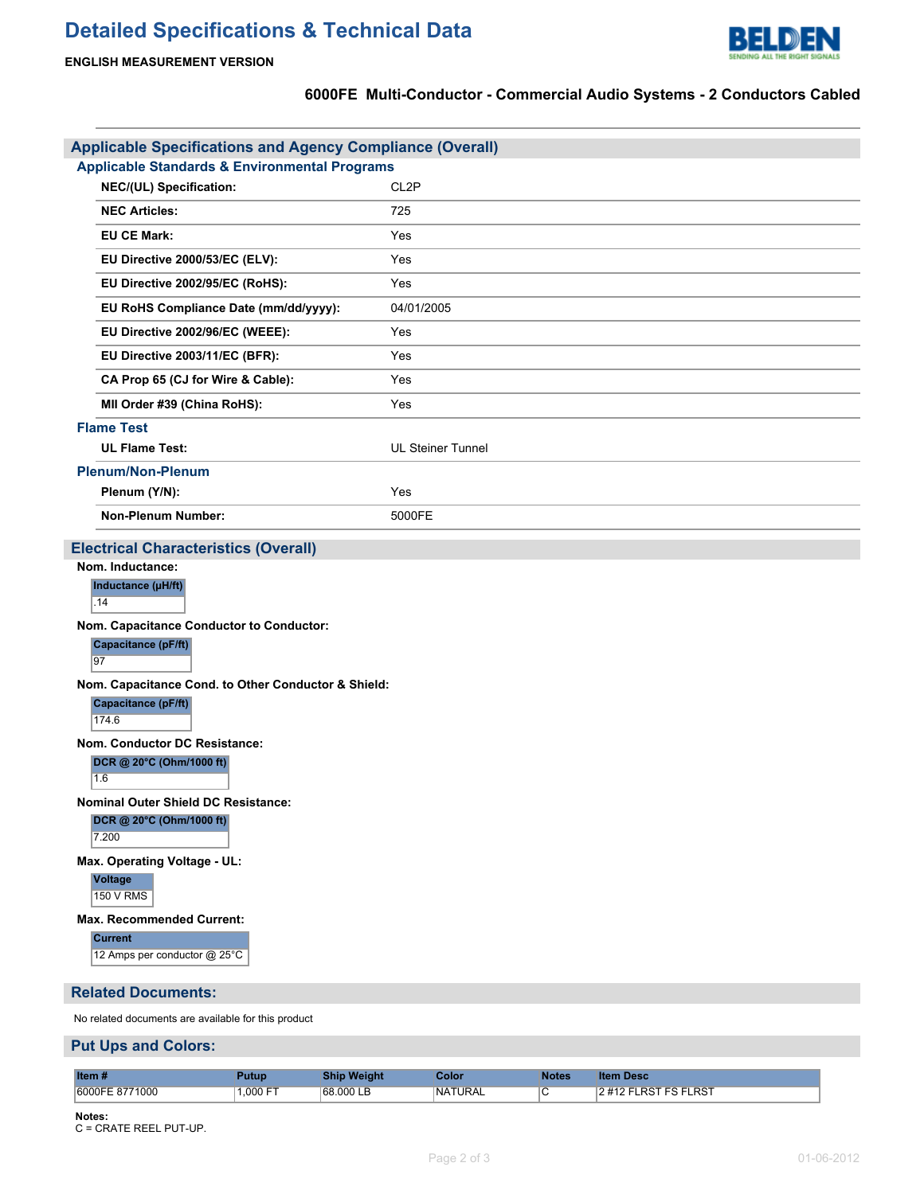# Detailed Specifications & Technical Data

**ENGLISH MEASUREMENT VERSION**

### 6000FE Multi-Conductor - Commercial Audio Systems - 2 Conductors Cabled

## Applicable Specifications and Agency Compliance (Overall)

### Applicable Standards & Environmental Programs

| | |
|---|---|
| **NEC/(UL) Specification:** | CL2P |
| **NEC Articles:** | 725 |
| **EU CE Mark:** | Yes |
| **EU Directive 2000/53/EC (ELV):** | Yes |
| **EU Directive 2002/95/EC (RoHS):** | Yes |
| **EU RoHS Compliance Date (mm/dd/yyyy):** | 04/01/2005 |
| **EU Directive 2002/96/EC (WEEE):** | Yes |
| **EU Directive 2003/11/EC (BFR):** | Yes |
| **CA Prop 65 (CJ for Wire & Cable):** | Yes |
| **MII Order #39 (China RoHS):** | Yes |

### Flame Test

| | |
|---|---|
| **UL Flame Test:** | UL Steiner Tunnel |

### Plenum/Non-Plenum

| | |
|---|---|
| **Plenum (Y/N):** | Yes |
| **Non-Plenum Number:** | 5000FE |

## Electrical Characteristics (Overall)

**Nom. Inductance:**

| Inductance (µH/ft) |
|---|
| .14 |

**Nom. Capacitance Conductor to Conductor:**

| Capacitance (pF/ft) |
|---|
| 97 |

**Nom. Capacitance Cond. to Other Conductor & Shield:**

| Capacitance (pF/ft) |
|---|
| 174.6 |

**Nom. Conductor DC Resistance:**

| DCR @ 20°C (Ohm/1000 ft) |
|---|
| 1.6 |

**Nominal Outer Shield DC Resistance:**

| DCR @ 20°C (Ohm/1000 ft) |
|---|
| 7.200 |

**Max. Operating Voltage - UL:**

| Voltage |
|---|
| 150 V RMS |

**Max. Recommended Current:**

| Current |
|---|
| 12 Amps per conductor @ 25°C |

## Related Documents:

No related documents are available for this product

## Put Ups and Colors:

| Item # | Putup | Ship Weight | Color | Notes | Item Desc |
|---|---|---|---|---|---|
| 6000FE 8771000 | 1,000 FT | 68.000 LB | NATURAL | C | 2 #12 FLRST FS FLRST |

**Notes:**
C = CRATE REEL PUT-UP.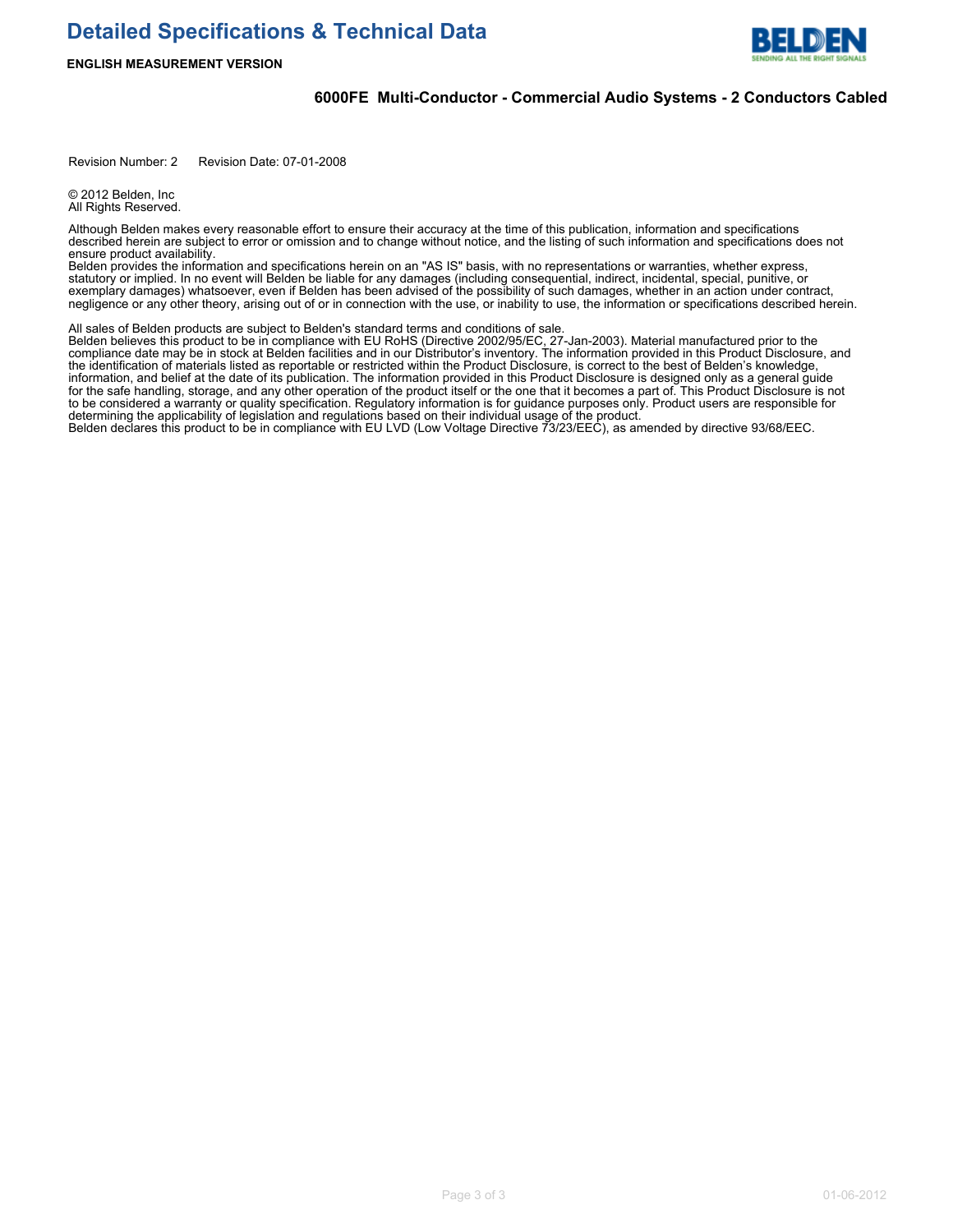Revision Number: 2 Revision Date: 07-01-2008

© 2012 Belden, Inc
All Rights Reserved.

Although Belden makes every reasonable effort to ensure their accuracy at the time of this publication, information and specifications described herein are subject to error or omission and to change without notice, and the listing of such information and specifications does not ensure product availability.
Belden provides the information and specifications herein on an "AS IS" basis, with no representations or warranties, whether express, statutory or implied. In no event will Belden be liable for any damages (including consequential, indirect, incidental, special, punitive, or exemplary damages) whatsoever, even if Belden has been advised of the possibility of such damages, whether in an action under contract, negligence or any other theory, arising out of or in connection with the use, or inability to use, the information or specifications described herein.

All sales of Belden products are subject to Belden's standard terms and conditions of sale.
Belden believes this product to be in compliance with EU RoHS (Directive 2002/95/EC, 27-Jan-2003). Material manufactured prior to the compliance date may be in stock at Belden facilities and in our Distributor's inventory. The information provided in this Product Disclosure, and the identification of materials listed as reportable or restricted within the Product Disclosure, is correct to the best of Belden's knowledge, information, and belief at the date of its publication. The information provided in this Product Disclosure is designed only as a general guide for the safe handling, storage, and any other operation of the product itself or the one that it becomes a part of. This Product Disclosure is not to be considered a warranty or quality specification. Regulatory information is for guidance purposes only. Product users are responsible for determining the applicability of legislation and regulations based on their individual usage of the product.
Belden declares this product to be in compliance with EU LVD (Low Voltage Directive 73/23/EEC), as amended by directive 93/68/EEC.